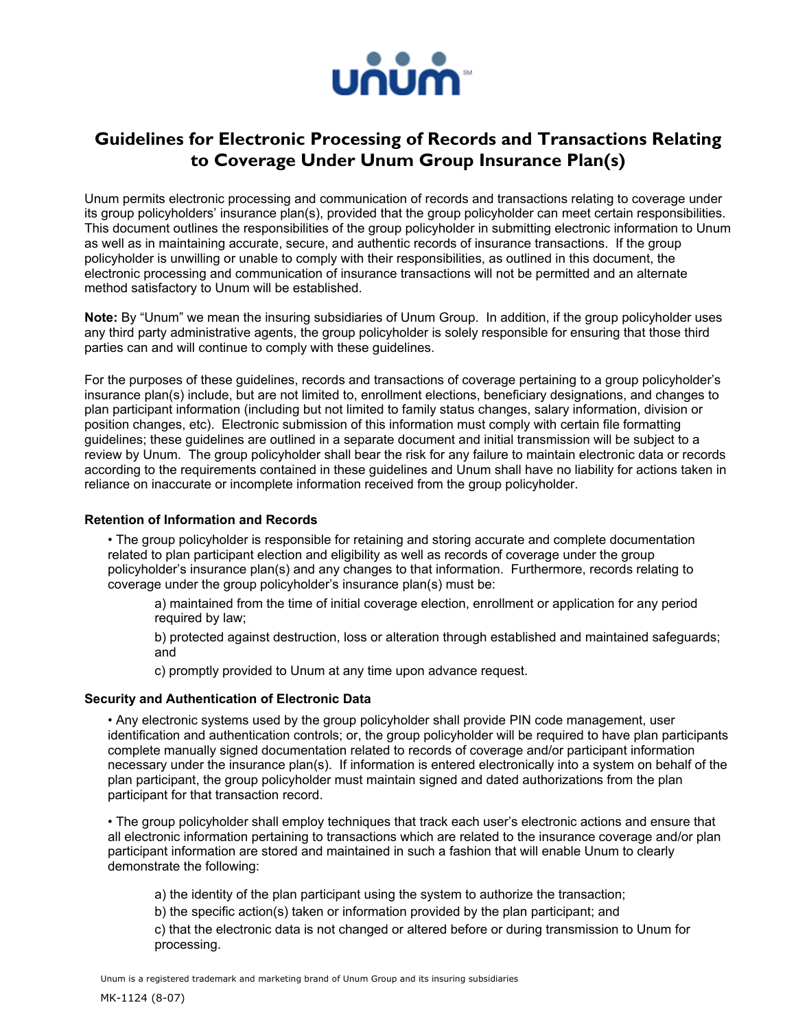# Guidelines for Electronic Processing of Records and Transactions Relating to Coverage Under Unum Group Insurance Plan(s)

Unum permits electronic processing and communication of records and transactions relating to coverage under its group policyholders' insurance plan(s), provided that the group policyholder can meet certain responsibilities. This document outlines the responsibilities of the group policyholder in submitting electronic information to Unum as well as in maintaining accurate, secure, and authentic records of insurance transactions. If the group policyholder is unwilling or unable to comply with their responsibilities, as outlined in this document, the electronic processing and communication of insurance transactions will not be permitted and an alternate method satisfactory to Unum will be established.

**Note:** By "Unum" we mean the insuring subsidiaries of Unum Group. In addition, if the group policyholder uses any third party administrative agents, the group policyholder is solely responsible for ensuring that those third parties can and will continue to comply with these guidelines.

For the purposes of these guidelines, records and transactions of coverage pertaining to a group policyholder's insurance plan(s) include, but are not limited to, enrollment elections, beneficiary designations, and changes to plan participant information (including but not limited to family status changes, salary information, division or position changes, etc). Electronic submission of this information must comply with certain file formatting guidelines; these guidelines are outlined in a separate document and initial transmission will be subject to a review by Unum. The group policyholder shall bear the risk for any failure to maintain electronic data or records according to the requirements contained in these guidelines and Unum shall have no liability for actions taken in reliance on inaccurate or incomplete information received from the group policyholder.

### Retention of Information and Records

- The group policyholder is responsible for retaining and storing accurate and complete documentation related to plan participant election and eligibility as well as records of coverage under the group policyholder's insurance plan(s) and any changes to that information. Furthermore, records relating to coverage under the group policyholder's insurance plan(s) must be:

  a) maintained from the time of initial coverage election, enrollment or application for any period required by law;

  b) protected against destruction, loss or alteration through established and maintained safeguards; and

  c) promptly provided to Unum at any time upon advance request.

### Security and Authentication of Electronic Data

- Any electronic systems used by the group policyholder shall provide PIN code management, user identification and authentication controls; or, the group policyholder will be required to have plan participants complete manually signed documentation related to records of coverage and/or participant information necessary under the insurance plan(s). If information is entered electronically into a system on behalf of the plan participant, the group policyholder must maintain signed and dated authorizations from the plan participant for that transaction record.

- The group policyholder shall employ techniques that track each user's electronic actions and ensure that all electronic information pertaining to transactions which are related to the insurance coverage and/or plan participant information are stored and maintained in such a fashion that will enable Unum to clearly demonstrate the following:

  a) the identity of the plan participant using the system to authorize the transaction;

  b) the specific action(s) taken or information provided by the plan participant; and

  c) that the electronic data is not changed or altered before or during transmission to Unum for processing.

Unum is a registered trademark and marketing brand of Unum Group and its insuring subsidiaries

MK-1124 (8-07)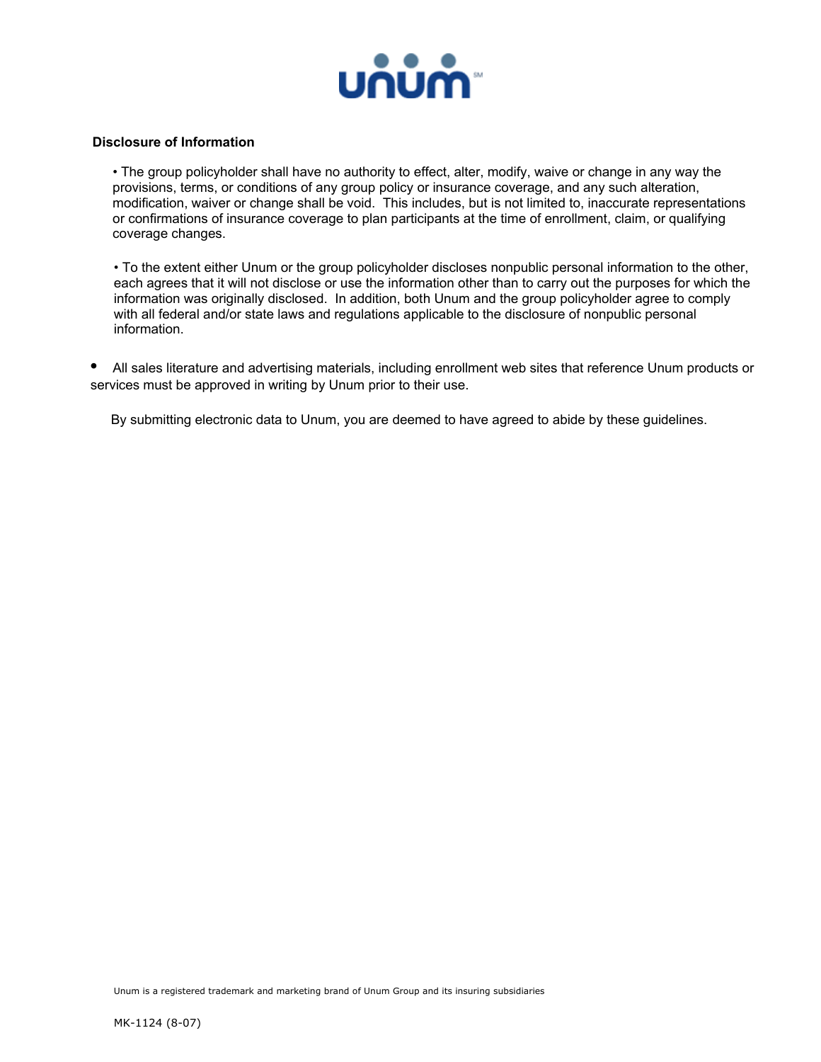unum[SM]

**Disclosure of Information**

- The group policyholder shall have no authority to effect, alter, modify, waive or change in any way the provisions, terms, or conditions of any group policy or insurance coverage, and any such alteration, modification, waiver or change shall be void. This includes, but is not limited to, inaccurate representations or confirmations of insurance coverage to plan participants at the time of enrollment, claim, or qualifying coverage changes.

- To the extent either Unum or the group policyholder discloses nonpublic personal information to the other, each agrees that it will not disclose or use the information other than to carry out the purposes for which the information was originally disclosed. In addition, both Unum and the group policyholder agree to comply with all federal and/or state laws and regulations applicable to the disclosure of nonpublic personal information.

- All sales literature and advertising materials, including enrollment web sites that reference Unum products or services must be approved in writing by Unum prior to their use.

By submitting electronic data to Unum, you are deemed to have agreed to abide by these guidelines.

Unum is a registered trademark and marketing brand of Unum Group and its insuring subsidiaries

MK-1124 (8-07)